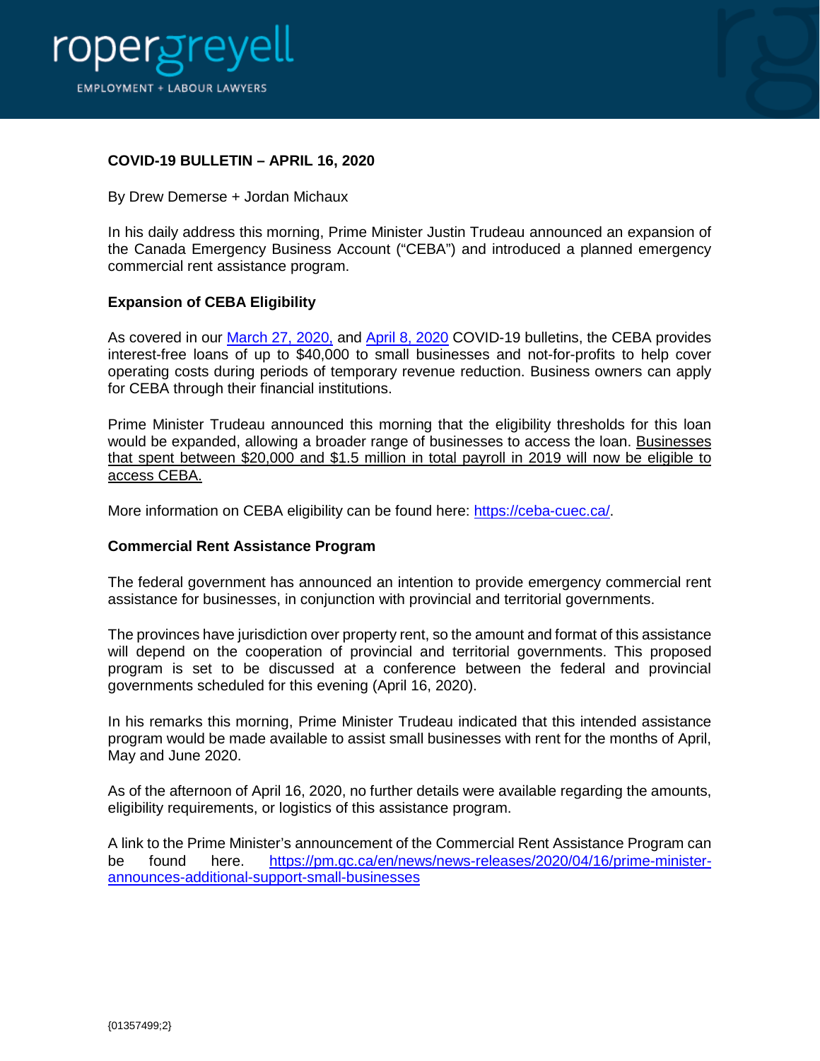roper greyell

EMPLOYMENT + LABOUR LAWYERS

**COVID-19 BULLETIN – APRIL 16, 2020**

By Drew Demerse + Jordan Michaux

In his daily address this morning, Prime Minister Justin Trudeau announced an expansion of the Canada Emergency Business Account ("CEBA") and introduced a planned emergency commercial rent assistance program.

**Expansion of CEBA Eligibility**

As covered in our [March 27, 2020,]() and [April 8, 2020]() COVID-19 bulletins, the CEBA provides interest-free loans of up to $40,000 to small businesses and not-for-profits to help cover operating costs during periods of temporary revenue reduction. Business owners can apply for CEBA through their financial institutions.

Prime Minister Trudeau announced this morning that the eligibility thresholds for this loan would be expanded, allowing a broader range of businesses to access the loan. Businesses that spent between $20,000 and $1.5 million in total payroll in 2019 will now be eligible to access CEBA.

More information on CEBA eligibility can be found here: [https://ceba-cuec.ca/](https://ceba-cuec.ca/).

**Commercial Rent Assistance Program**

The federal government has announced an intention to provide emergency commercial rent assistance for businesses, in conjunction with provincial and territorial governments.

The provinces have jurisdiction over property rent, so the amount and format of this assistance will depend on the cooperation of provincial and territorial governments. This proposed program is set to be discussed at a conference between the federal and provincial governments scheduled for this evening (April 16, 2020).

In his remarks this morning, Prime Minister Trudeau indicated that this intended assistance program would be made available to assist small businesses with rent for the months of April, May and June 2020.

As of the afternoon of April 16, 2020, no further details were available regarding the amounts, eligibility requirements, or logistics of this assistance program.

A link to the Prime Minister's announcement of the Commercial Rent Assistance Program can be found here. [https://pm.gc.ca/en/news/news-releases/2020/04/16/prime-minister-announces-additional-support-small-businesses](https://pm.gc.ca/en/news/news-releases/2020/04/16/prime-minister-announces-additional-support-small-businesses)

{01357499;2}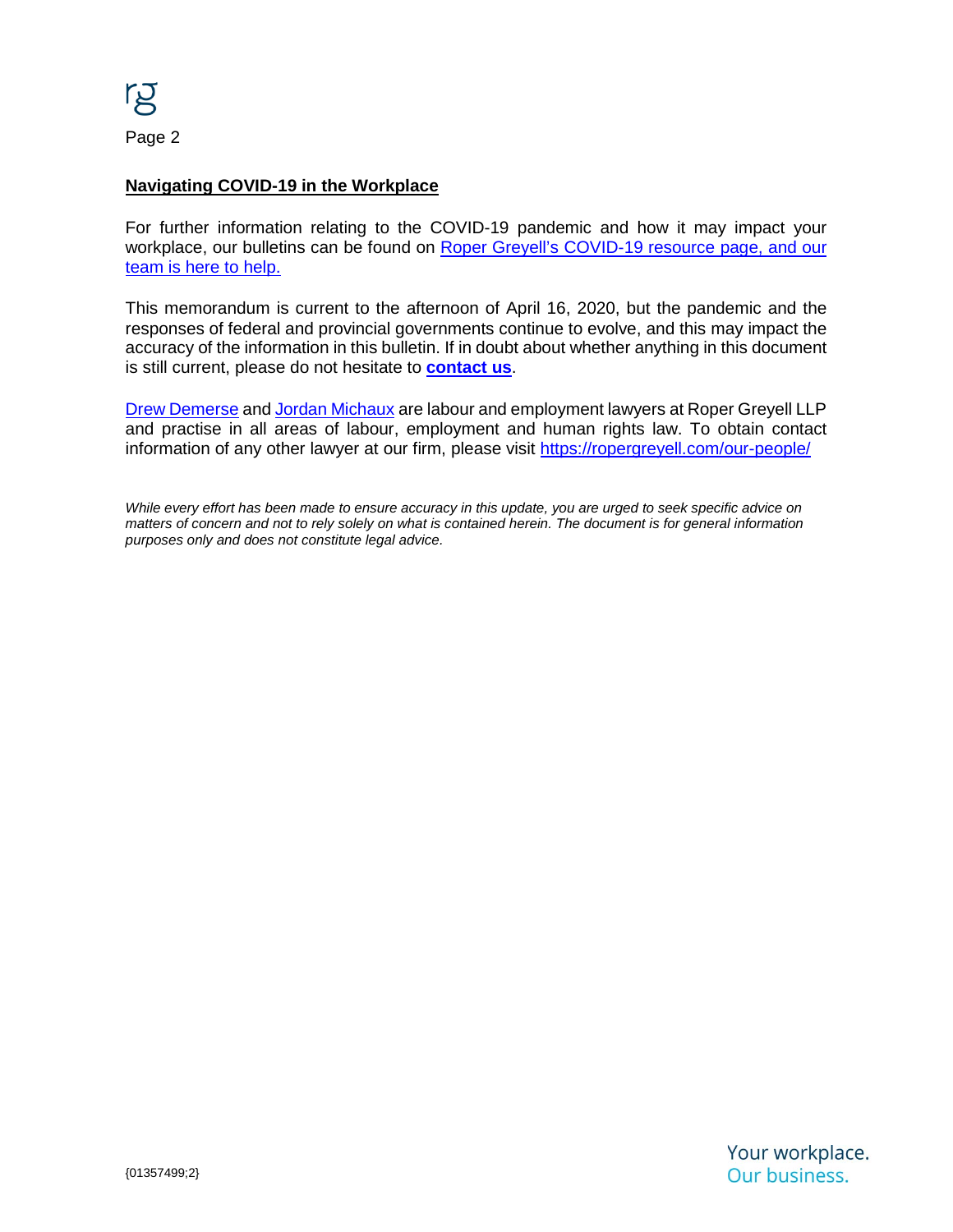## Navigating COVID-19 in the Workplace

For further information relating to the COVID-19 pandemic and how it may impact your workplace, our bulletins can be found on Roper Greyell's COVID-19 resource page, and our team is here to help.

This memorandum is current to the afternoon of April 16, 2020, but the pandemic and the responses of federal and provincial governments continue to evolve, and this may impact the accuracy of the information in this bulletin. If in doubt about whether anything in this document is still current, please do not hesitate to **contact us**.

Drew Demerse and Jordan Michaux are labour and employment lawyers at Roper Greyell LLP and practise in all areas of labour, employment and human rights law. To obtain contact information of any other lawyer at our firm, please visit https://ropergreyell.com/our-people/

*While every effort has been made to ensure accuracy in this update, you are urged to seek specific advice on matters of concern and not to rely solely on what is contained herein. The document is for general information purposes only and does not constitute legal advice.*